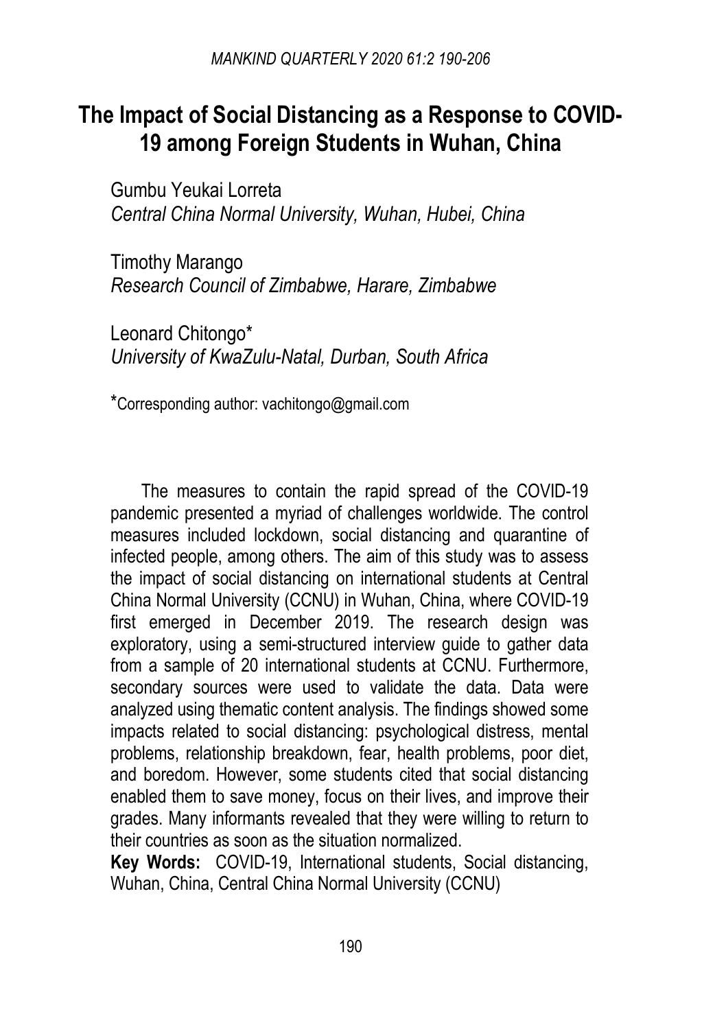# The Impact of Social Distancing as a Response to COVID-19 among Foreign Students in Wuhan, China

Gumbu Yeukai Lorreta
*Central China Normal University, Wuhan, Hubei, China*

Timothy Marango
*Research Council of Zimbabwe, Harare, Zimbabwe*

Leonard Chitongo*
*University of KwaZulu-Natal, Durban, South Africa*

*Corresponding author: vachitongo@gmail.com

The measures to contain the rapid spread of the COVID-19 pandemic presented a myriad of challenges worldwide. The control measures included lockdown, social distancing and quarantine of infected people, among others. The aim of this study was to assess the impact of social distancing on international students at Central China Normal University (CCNU) in Wuhan, China, where COVID-19 first emerged in December 2019. The research design was exploratory, using a semi-structured interview guide to gather data from a sample of 20 international students at CCNU. Furthermore, secondary sources were used to validate the data. Data were analyzed using thematic content analysis. The findings showed some impacts related to social distancing: psychological distress, mental problems, relationship breakdown, fear, health problems, poor diet, and boredom. However, some students cited that social distancing enabled them to save money, focus on their lives, and improve their grades. Many informants revealed that they were willing to return to their countries as soon as the situation normalized.

**Key Words:** COVID-19, International students, Social distancing, Wuhan, China, Central China Normal University (CCNU)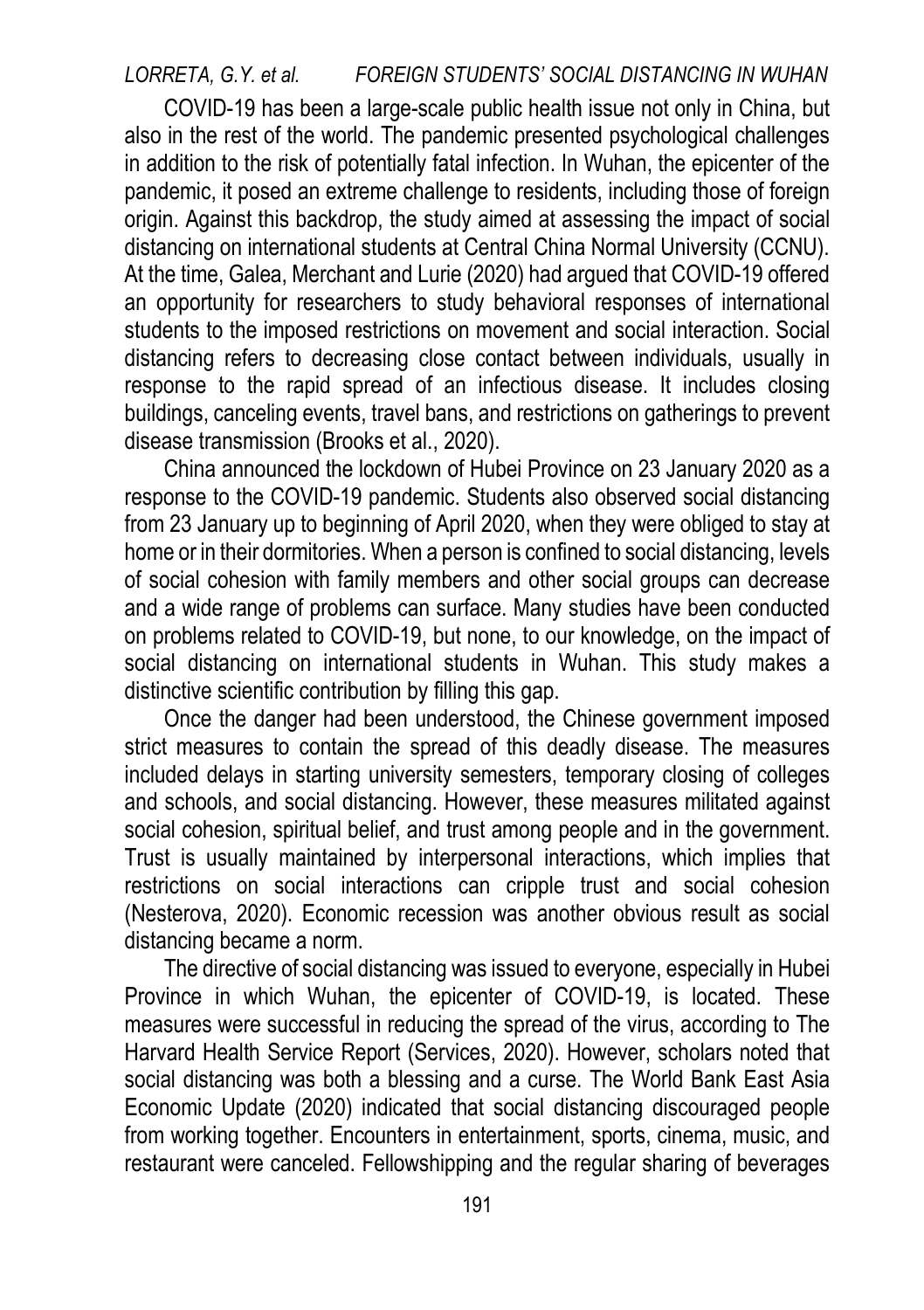COVID-19 has been a large-scale public health issue not only in China, but also in the rest of the world. The pandemic presented psychological challenges in addition to the risk of potentially fatal infection. In Wuhan, the epicenter of the pandemic, it posed an extreme challenge to residents, including those of foreign origin. Against this backdrop, the study aimed at assessing the impact of social distancing on international students at Central China Normal University (CCNU). At the time, Galea, Merchant and Lurie (2020) had argued that COVID-19 offered an opportunity for researchers to study behavioral responses of international students to the imposed restrictions on movement and social interaction. Social distancing refers to decreasing close contact between individuals, usually in response to the rapid spread of an infectious disease. It includes closing buildings, canceling events, travel bans, and restrictions on gatherings to prevent disease transmission (Brooks et al., 2020).

China announced the lockdown of Hubei Province on 23 January 2020 as a response to the COVID-19 pandemic. Students also observed social distancing from 23 January up to beginning of April 2020, when they were obliged to stay at home or in their dormitories. When a person is confined to social distancing, levels of social cohesion with family members and other social groups can decrease and a wide range of problems can surface. Many studies have been conducted on problems related to COVID-19, but none, to our knowledge, on the impact of social distancing on international students in Wuhan. This study makes a distinctive scientific contribution by filling this gap.

Once the danger had been understood, the Chinese government imposed strict measures to contain the spread of this deadly disease. The measures included delays in starting university semesters, temporary closing of colleges and schools, and social distancing. However, these measures militated against social cohesion, spiritual belief, and trust among people and in the government. Trust is usually maintained by interpersonal interactions, which implies that restrictions on social interactions can cripple trust and social cohesion (Nesterova, 2020). Economic recession was another obvious result as social distancing became a norm.

The directive of social distancing was issued to everyone, especially in Hubei Province in which Wuhan, the epicenter of COVID-19, is located. These measures were successful in reducing the spread of the virus, according to The Harvard Health Service Report (Services, 2020). However, scholars noted that social distancing was both a blessing and a curse. The World Bank East Asia Economic Update (2020) indicated that social distancing discouraged people from working together. Encounters in entertainment, sports, cinema, music, and restaurant were canceled. Fellowshipping and the regular sharing of beverages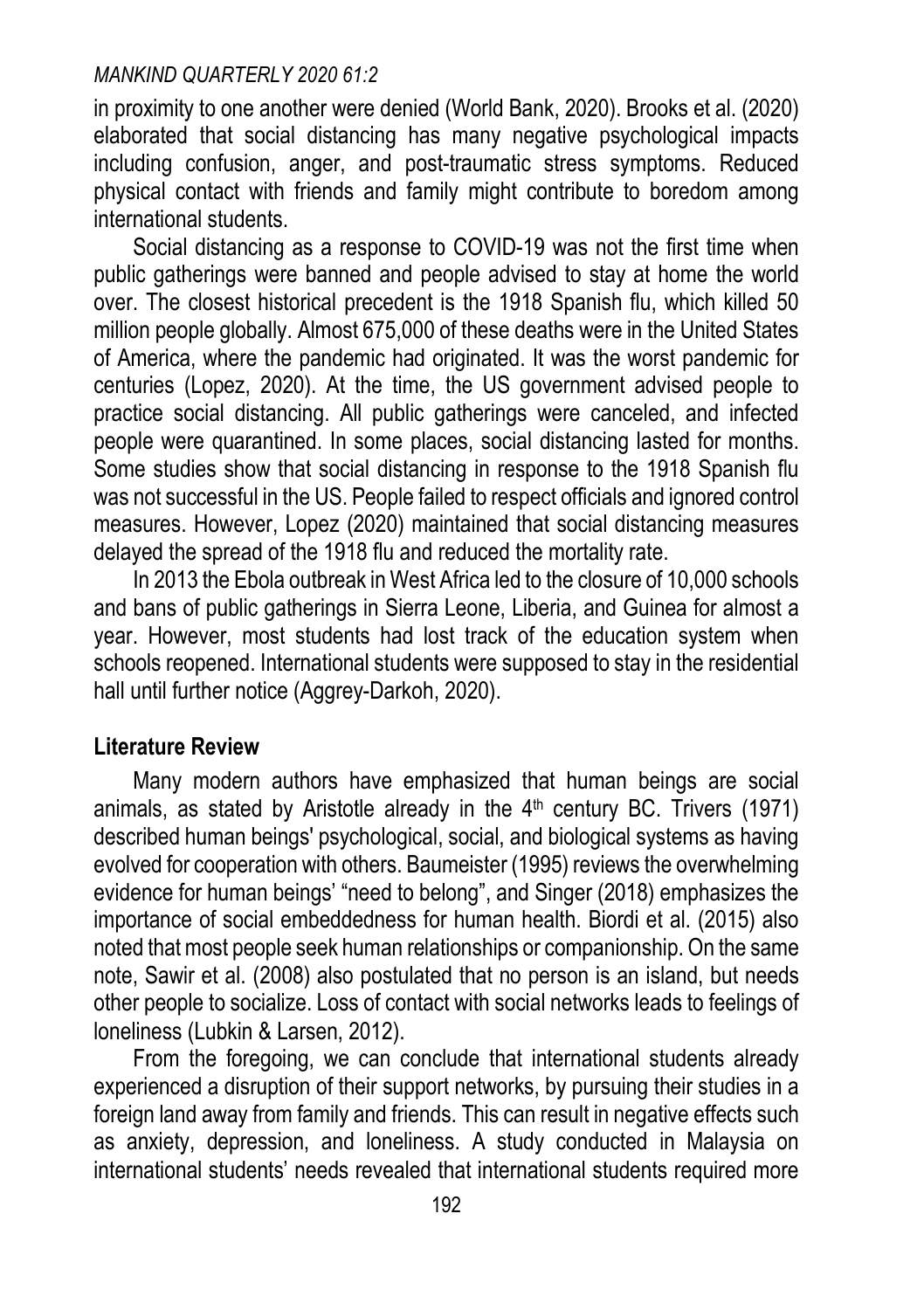in proximity to one another were denied (World Bank, 2020). Brooks et al. (2020) elaborated that social distancing has many negative psychological impacts including confusion, anger, and post-traumatic stress symptoms. Reduced physical contact with friends and family might contribute to boredom among international students.

Social distancing as a response to COVID-19 was not the first time when public gatherings were banned and people advised to stay at home the world over. The closest historical precedent is the 1918 Spanish flu, which killed 50 million people globally. Almost 675,000 of these deaths were in the United States of America, where the pandemic had originated. It was the worst pandemic for centuries (Lopez, 2020). At the time, the US government advised people to practice social distancing. All public gatherings were canceled, and infected people were quarantined. In some places, social distancing lasted for months. Some studies show that social distancing in response to the 1918 Spanish flu was not successful in the US. People failed to respect officials and ignored control measures. However, Lopez (2020) maintained that social distancing measures delayed the spread of the 1918 flu and reduced the mortality rate.

In 2013 the Ebola outbreak in West Africa led to the closure of 10,000 schools and bans of public gatherings in Sierra Leone, Liberia, and Guinea for almost a year. However, most students had lost track of the education system when schools reopened. International students were supposed to stay in the residential hall until further notice (Aggrey-Darkoh, 2020).

## Literature Review

Many modern authors have emphasized that human beings are social animals, as stated by Aristotle already in the 4th century BC. Trivers (1971) described human beings' psychological, social, and biological systems as having evolved for cooperation with others. Baumeister (1995) reviews the overwhelming evidence for human beings' "need to belong", and Singer (2018) emphasizes the importance of social embeddedness for human health. Biordi et al. (2015) also noted that most people seek human relationships or companionship. On the same note, Sawir et al. (2008) also postulated that no person is an island, but needs other people to socialize. Loss of contact with social networks leads to feelings of loneliness (Lubkin & Larsen, 2012).

From the foregoing, we can conclude that international students already experienced a disruption of their support networks, by pursuing their studies in a foreign land away from family and friends. This can result in negative effects such as anxiety, depression, and loneliness. A study conducted in Malaysia on international students' needs revealed that international students required more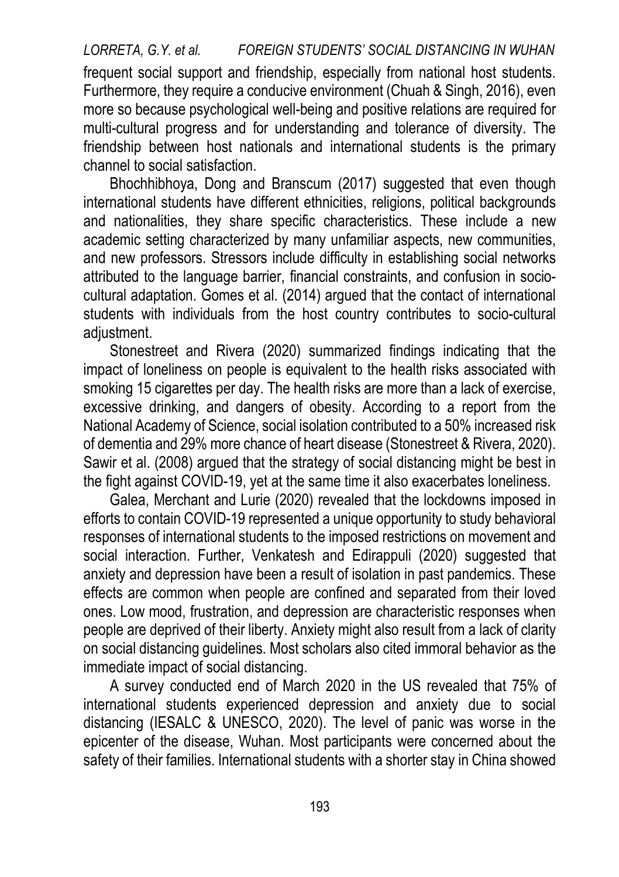frequent social support and friendship, especially from national host students. Furthermore, they require a conducive environment (Chuah & Singh, 2016), even more so because psychological well-being and positive relations are required for multi-cultural progress and for understanding and tolerance of diversity. The friendship between host nationals and international students is the primary channel to social satisfaction.

Bhochhibhoya, Dong and Branscum (2017) suggested that even though international students have different ethnicities, religions, political backgrounds and nationalities, they share specific characteristics. These include a new academic setting characterized by many unfamiliar aspects, new communities, and new professors. Stressors include difficulty in establishing social networks attributed to the language barrier, financial constraints, and confusion in socio-cultural adaptation. Gomes et al. (2014) argued that the contact of international students with individuals from the host country contributes to socio-cultural adjustment.

Stonestreet and Rivera (2020) summarized findings indicating that the impact of loneliness on people is equivalent to the health risks associated with smoking 15 cigarettes per day. The health risks are more than a lack of exercise, excessive drinking, and dangers of obesity. According to a report from the National Academy of Science, social isolation contributed to a 50% increased risk of dementia and 29% more chance of heart disease (Stonestreet & Rivera, 2020). Sawir et al. (2008) argued that the strategy of social distancing might be best in the fight against COVID-19, yet at the same time it also exacerbates loneliness.

Galea, Merchant and Lurie (2020) revealed that the lockdowns imposed in efforts to contain COVID-19 represented a unique opportunity to study behavioral responses of international students to the imposed restrictions on movement and social interaction. Further, Venkatesh and Edirappuli (2020) suggested that anxiety and depression have been a result of isolation in past pandemics. These effects are common when people are confined and separated from their loved ones. Low mood, frustration, and depression are characteristic responses when people are deprived of their liberty. Anxiety might also result from a lack of clarity on social distancing guidelines. Most scholars also cited immoral behavior as the immediate impact of social distancing.

A survey conducted end of March 2020 in the US revealed that 75% of international students experienced depression and anxiety due to social distancing (IESALC & UNESCO, 2020). The level of panic was worse in the epicenter of the disease, Wuhan. Most participants were concerned about the safety of their families. International students with a shorter stay in China showed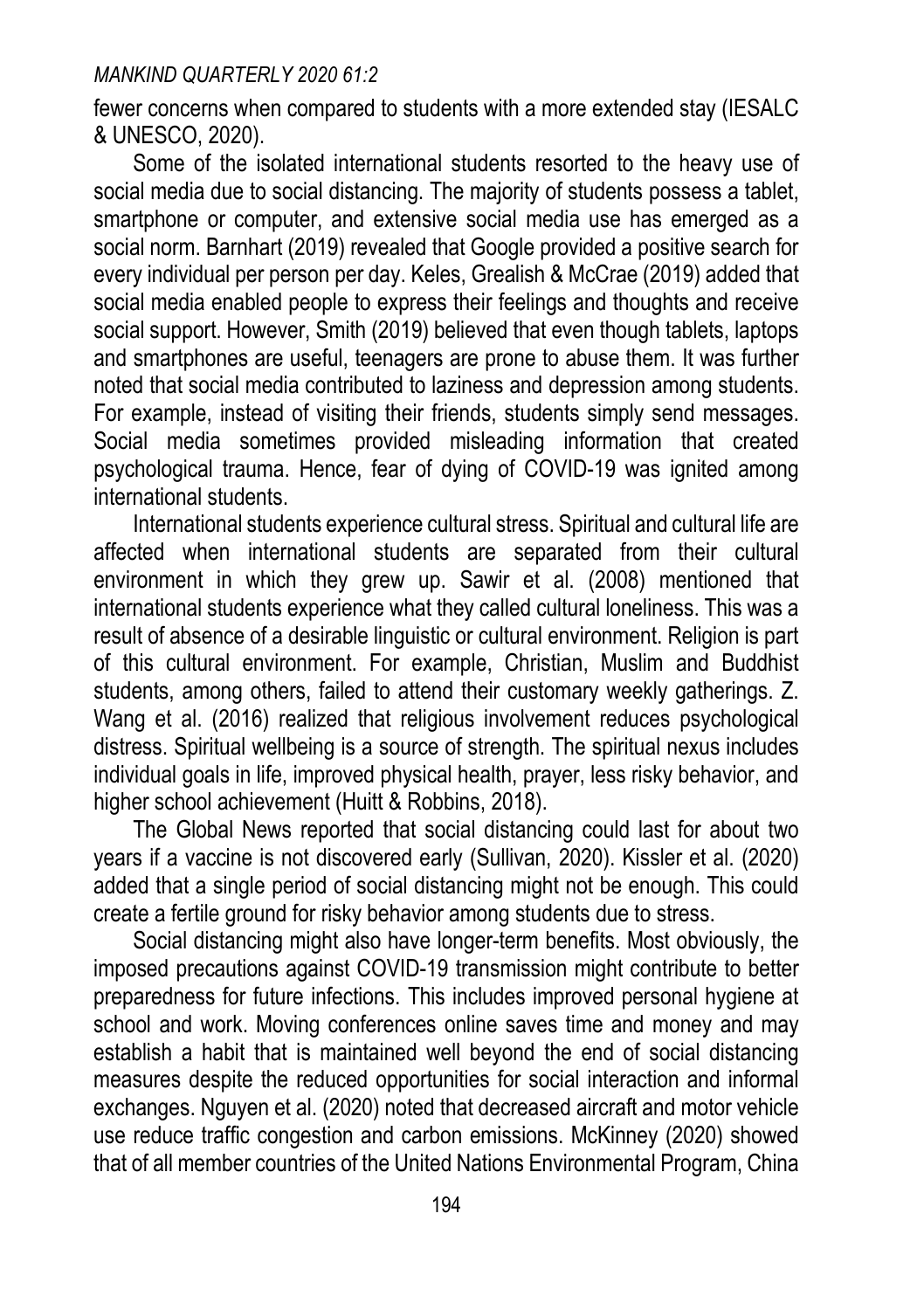fewer concerns when compared to students with a more extended stay (IESALC & UNESCO, 2020).

Some of the isolated international students resorted to the heavy use of social media due to social distancing. The majority of students possess a tablet, smartphone or computer, and extensive social media use has emerged as a social norm. Barnhart (2019) revealed that Google provided a positive search for every individual per person per day. Keles, Grealish & McCrae (2019) added that social media enabled people to express their feelings and thoughts and receive social support. However, Smith (2019) believed that even though tablets, laptops and smartphones are useful, teenagers are prone to abuse them. It was further noted that social media contributed to laziness and depression among students. For example, instead of visiting their friends, students simply send messages. Social media sometimes provided misleading information that created psychological trauma. Hence, fear of dying of COVID-19 was ignited among international students.

International students experience cultural stress. Spiritual and cultural life are affected when international students are separated from their cultural environment in which they grew up. Sawir et al. (2008) mentioned that international students experience what they called cultural loneliness. This was a result of absence of a desirable linguistic or cultural environment. Religion is part of this cultural environment. For example, Christian, Muslim and Buddhist students, among others, failed to attend their customary weekly gatherings. Z. Wang et al. (2016) realized that religious involvement reduces psychological distress. Spiritual wellbeing is a source of strength. The spiritual nexus includes individual goals in life, improved physical health, prayer, less risky behavior, and higher school achievement (Huitt & Robbins, 2018).

The Global News reported that social distancing could last for about two years if a vaccine is not discovered early (Sullivan, 2020). Kissler et al. (2020) added that a single period of social distancing might not be enough. This could create a fertile ground for risky behavior among students due to stress.

Social distancing might also have longer-term benefits. Most obviously, the imposed precautions against COVID-19 transmission might contribute to better preparedness for future infections. This includes improved personal hygiene at school and work. Moving conferences online saves time and money and may establish a habit that is maintained well beyond the end of social distancing measures despite the reduced opportunities for social interaction and informal exchanges. Nguyen et al. (2020) noted that decreased aircraft and motor vehicle use reduce traffic congestion and carbon emissions. McKinney (2020) showed that of all member countries of the United Nations Environmental Program, China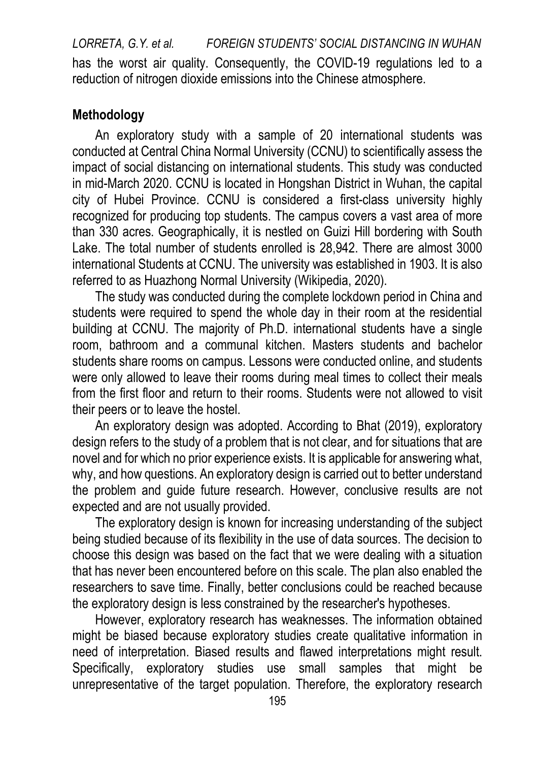has the worst air quality. Consequently, the COVID-19 regulations led to a reduction of nitrogen dioxide emissions into the Chinese atmosphere.

## Methodology

An exploratory study with a sample of 20 international students was conducted at Central China Normal University (CCNU) to scientifically assess the impact of social distancing on international students. This study was conducted in mid-March 2020. CCNU is located in Hongshan District in Wuhan, the capital city of Hubei Province. CCNU is considered a first-class university highly recognized for producing top students. The campus covers a vast area of more than 330 acres. Geographically, it is nestled on Guizi Hill bordering with South Lake. The total number of students enrolled is 28,942. There are almost 3000 international Students at CCNU. The university was established in 1903. It is also referred to as Huazhong Normal University (Wikipedia, 2020).

The study was conducted during the complete lockdown period in China and students were required to spend the whole day in their room at the residential building at CCNU. The majority of Ph.D. international students have a single room, bathroom and a communal kitchen. Masters students and bachelor students share rooms on campus. Lessons were conducted online, and students were only allowed to leave their rooms during meal times to collect their meals from the first floor and return to their rooms. Students were not allowed to visit their peers or to leave the hostel.

An exploratory design was adopted. According to Bhat (2019), exploratory design refers to the study of a problem that is not clear, and for situations that are novel and for which no prior experience exists. It is applicable for answering what, why, and how questions. An exploratory design is carried out to better understand the problem and guide future research. However, conclusive results are not expected and are not usually provided.

The exploratory design is known for increasing understanding of the subject being studied because of its flexibility in the use of data sources. The decision to choose this design was based on the fact that we were dealing with a situation that has never been encountered before on this scale. The plan also enabled the researchers to save time. Finally, better conclusions could be reached because the exploratory design is less constrained by the researcher's hypotheses.

However, exploratory research has weaknesses. The information obtained might be biased because exploratory studies create qualitative information in need of interpretation. Biased results and flawed interpretations might result. Specifically, exploratory studies use small samples that might be unrepresentative of the target population. Therefore, the exploratory research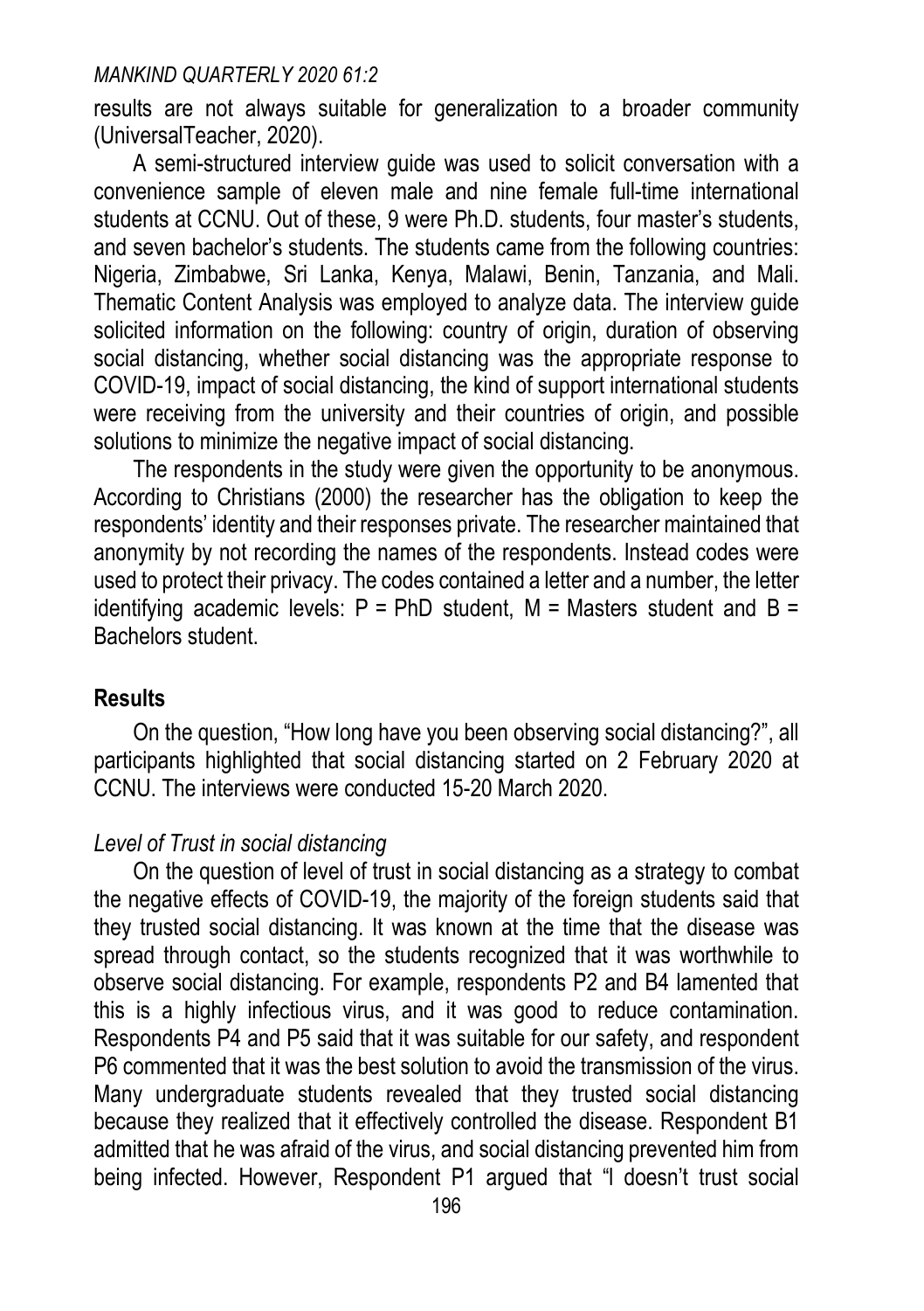results are not always suitable for generalization to a broader community (UniversalTeacher, 2020).

A semi-structured interview guide was used to solicit conversation with a convenience sample of eleven male and nine female full-time international students at CCNU. Out of these, 9 were Ph.D. students, four master's students, and seven bachelor's students. The students came from the following countries: Nigeria, Zimbabwe, Sri Lanka, Kenya, Malawi, Benin, Tanzania, and Mali. Thematic Content Analysis was employed to analyze data. The interview guide solicited information on the following: country of origin, duration of observing social distancing, whether social distancing was the appropriate response to COVID-19, impact of social distancing, the kind of support international students were receiving from the university and their countries of origin, and possible solutions to minimize the negative impact of social distancing.

The respondents in the study were given the opportunity to be anonymous. According to Christians (2000) the researcher has the obligation to keep the respondents' identity and their responses private. The researcher maintained that anonymity by not recording the names of the respondents. Instead codes were used to protect their privacy. The codes contained a letter and a number, the letter identifying academic levels: P = PhD student, M = Masters student and B = Bachelors student.

## Results

On the question, "How long have you been observing social distancing?", all participants highlighted that social distancing started on 2 February 2020 at CCNU. The interviews were conducted 15-20 March 2020.

### *Level of Trust in social distancing*

On the question of level of trust in social distancing as a strategy to combat the negative effects of COVID-19, the majority of the foreign students said that they trusted social distancing. It was known at the time that the disease was spread through contact, so the students recognized that it was worthwhile to observe social distancing. For example, respondents P2 and B4 lamented that this is a highly infectious virus, and it was good to reduce contamination. Respondents P4 and P5 said that it was suitable for our safety, and respondent P6 commented that it was the best solution to avoid the transmission of the virus. Many undergraduate students revealed that they trusted social distancing because they realized that it effectively controlled the disease. Respondent B1 admitted that he was afraid of the virus, and social distancing prevented him from being infected. However, Respondent P1 argued that "I doesn't trust social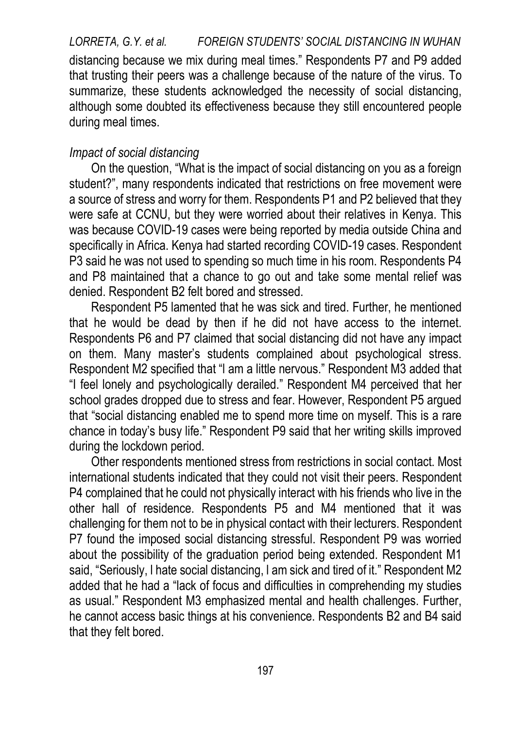distancing because we mix during meal times." Respondents P7 and P9 added that trusting their peers was a challenge because of the nature of the virus. To summarize, these students acknowledged the necessity of social distancing, although some doubted its effectiveness because they still encountered people during meal times.

*Impact of social distancing*

On the question, "What is the impact of social distancing on you as a foreign student?", many respondents indicated that restrictions on free movement were a source of stress and worry for them. Respondents P1 and P2 believed that they were safe at CCNU, but they were worried about their relatives in Kenya. This was because COVID-19 cases were being reported by media outside China and specifically in Africa. Kenya had started recording COVID-19 cases. Respondent P3 said he was not used to spending so much time in his room. Respondents P4 and P8 maintained that a chance to go out and take some mental relief was denied. Respondent B2 felt bored and stressed.

Respondent P5 lamented that he was sick and tired. Further, he mentioned that he would be dead by then if he did not have access to the internet. Respondents P6 and P7 claimed that social distancing did not have any impact on them. Many master's students complained about psychological stress. Respondent M2 specified that "I am a little nervous." Respondent M3 added that "I feel lonely and psychologically derailed." Respondent M4 perceived that her school grades dropped due to stress and fear. However, Respondent P5 argued that "social distancing enabled me to spend more time on myself. This is a rare chance in today's busy life." Respondent P9 said that her writing skills improved during the lockdown period.

Other respondents mentioned stress from restrictions in social contact. Most international students indicated that they could not visit their peers. Respondent P4 complained that he could not physically interact with his friends who live in the other hall of residence. Respondents P5 and M4 mentioned that it was challenging for them not to be in physical contact with their lecturers. Respondent P7 found the imposed social distancing stressful. Respondent P9 was worried about the possibility of the graduation period being extended. Respondent M1 said, "Seriously, I hate social distancing, I am sick and tired of it." Respondent M2 added that he had a "lack of focus and difficulties in comprehending my studies as usual." Respondent M3 emphasized mental and health challenges. Further, he cannot access basic things at his convenience. Respondents B2 and B4 said that they felt bored.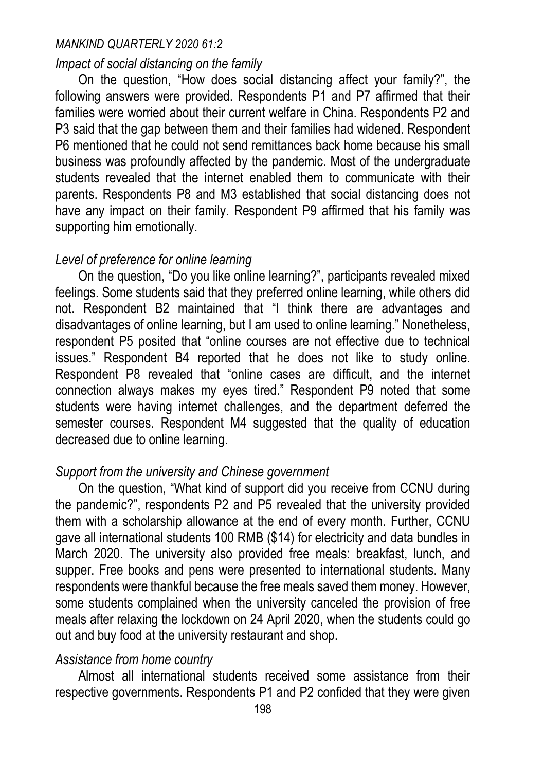### *Impact of social distancing on the family*

On the question, "How does social distancing affect your family?", the following answers were provided. Respondents P1 and P7 affirmed that their families were worried about their current welfare in China. Respondents P2 and P3 said that the gap between them and their families had widened. Respondent P6 mentioned that he could not send remittances back home because his small business was profoundly affected by the pandemic. Most of the undergraduate students revealed that the internet enabled them to communicate with their parents. Respondents P8 and M3 established that social distancing does not have any impact on their family. Respondent P9 affirmed that his family was supporting him emotionally.

### *Level of preference for online learning*

On the question, "Do you like online learning?", participants revealed mixed feelings. Some students said that they preferred online learning, while others did not. Respondent B2 maintained that "I think there are advantages and disadvantages of online learning, but I am used to online learning." Nonetheless, respondent P5 posited that "online courses are not effective due to technical issues." Respondent B4 reported that he does not like to study online. Respondent P8 revealed that "online cases are difficult, and the internet connection always makes my eyes tired." Respondent P9 noted that some students were having internet challenges, and the department deferred the semester courses. Respondent M4 suggested that the quality of education decreased due to online learning.

### *Support from the university and Chinese government*

On the question, "What kind of support did you receive from CCNU during the pandemic?", respondents P2 and P5 revealed that the university provided them with a scholarship allowance at the end of every month. Further, CCNU gave all international students 100 RMB ($14) for electricity and data bundles in March 2020. The university also provided free meals: breakfast, lunch, and supper. Free books and pens were presented to international students. Many respondents were thankful because the free meals saved them money. However, some students complained when the university canceled the provision of free meals after relaxing the lockdown on 24 April 2020, when the students could go out and buy food at the university restaurant and shop.

### *Assistance from home country*

Almost all international students received some assistance from their respective governments. Respondents P1 and P2 confided that they were given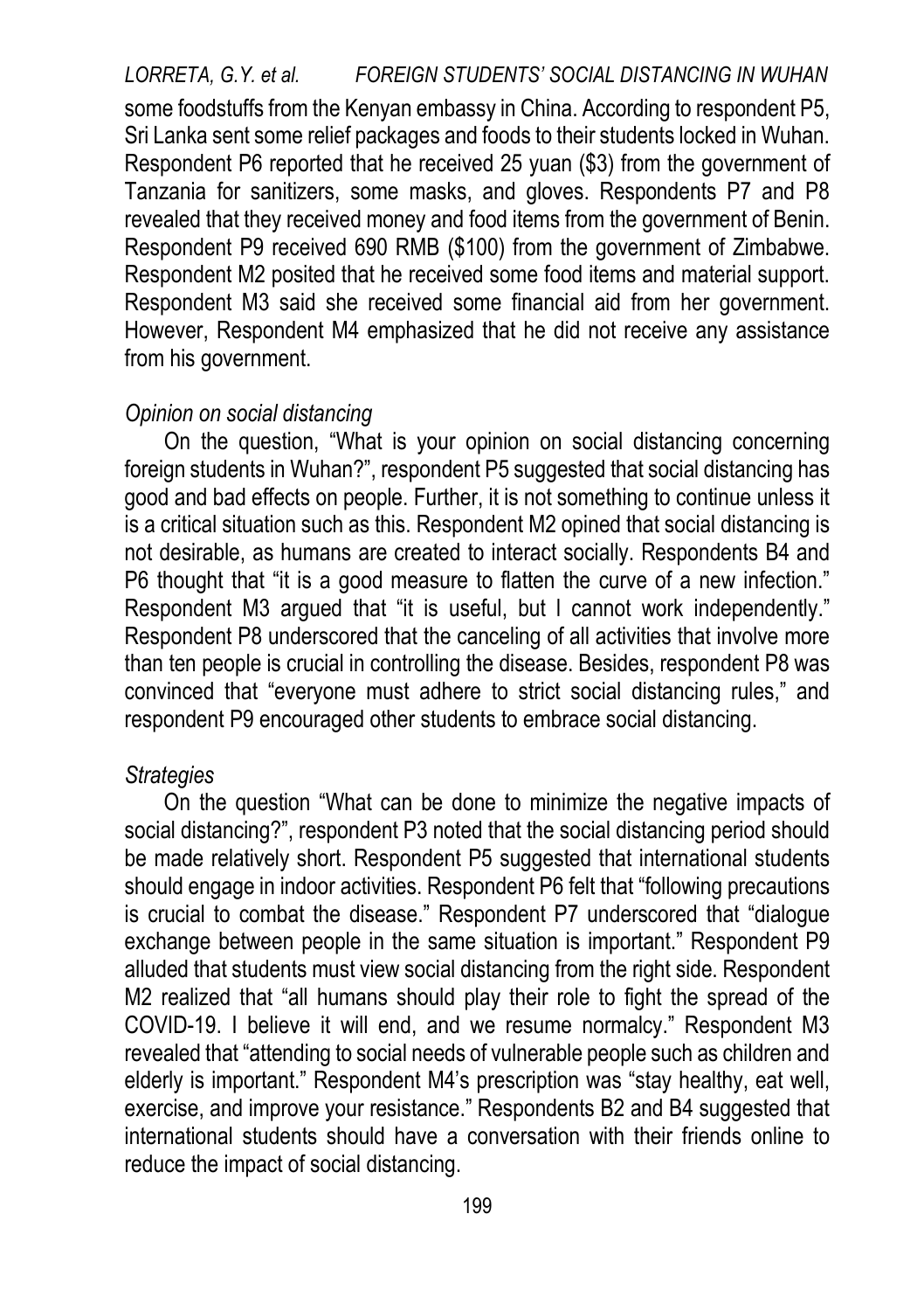some foodstuffs from the Kenyan embassy in China. According to respondent P5, Sri Lanka sent some relief packages and foods to their students locked in Wuhan. Respondent P6 reported that he received 25 yuan ($3) from the government of Tanzania for sanitizers, some masks, and gloves. Respondents P7 and P8 revealed that they received money and food items from the government of Benin. Respondent P9 received 690 RMB ($100) from the government of Zimbabwe. Respondent M2 posited that he received some food items and material support. Respondent M3 said she received some financial aid from her government. However, Respondent M4 emphasized that he did not receive any assistance from his government.

*Opinion on social distancing*

On the question, "What is your opinion on social distancing concerning foreign students in Wuhan?", respondent P5 suggested that social distancing has good and bad effects on people. Further, it is not something to continue unless it is a critical situation such as this. Respondent M2 opined that social distancing is not desirable, as humans are created to interact socially. Respondents B4 and P6 thought that "it is a good measure to flatten the curve of a new infection." Respondent M3 argued that "it is useful, but I cannot work independently." Respondent P8 underscored that the canceling of all activities that involve more than ten people is crucial in controlling the disease. Besides, respondent P8 was convinced that "everyone must adhere to strict social distancing rules," and respondent P9 encouraged other students to embrace social distancing.

*Strategies*

On the question "What can be done to minimize the negative impacts of social distancing?", respondent P3 noted that the social distancing period should be made relatively short. Respondent P5 suggested that international students should engage in indoor activities. Respondent P6 felt that "following precautions is crucial to combat the disease." Respondent P7 underscored that "dialogue exchange between people in the same situation is important." Respondent P9 alluded that students must view social distancing from the right side. Respondent M2 realized that "all humans should play their role to fight the spread of the COVID-19. I believe it will end, and we resume normalcy." Respondent M3 revealed that "attending to social needs of vulnerable people such as children and elderly is important." Respondent M4's prescription was "stay healthy, eat well, exercise, and improve your resistance." Respondents B2 and B4 suggested that international students should have a conversation with their friends online to reduce the impact of social distancing.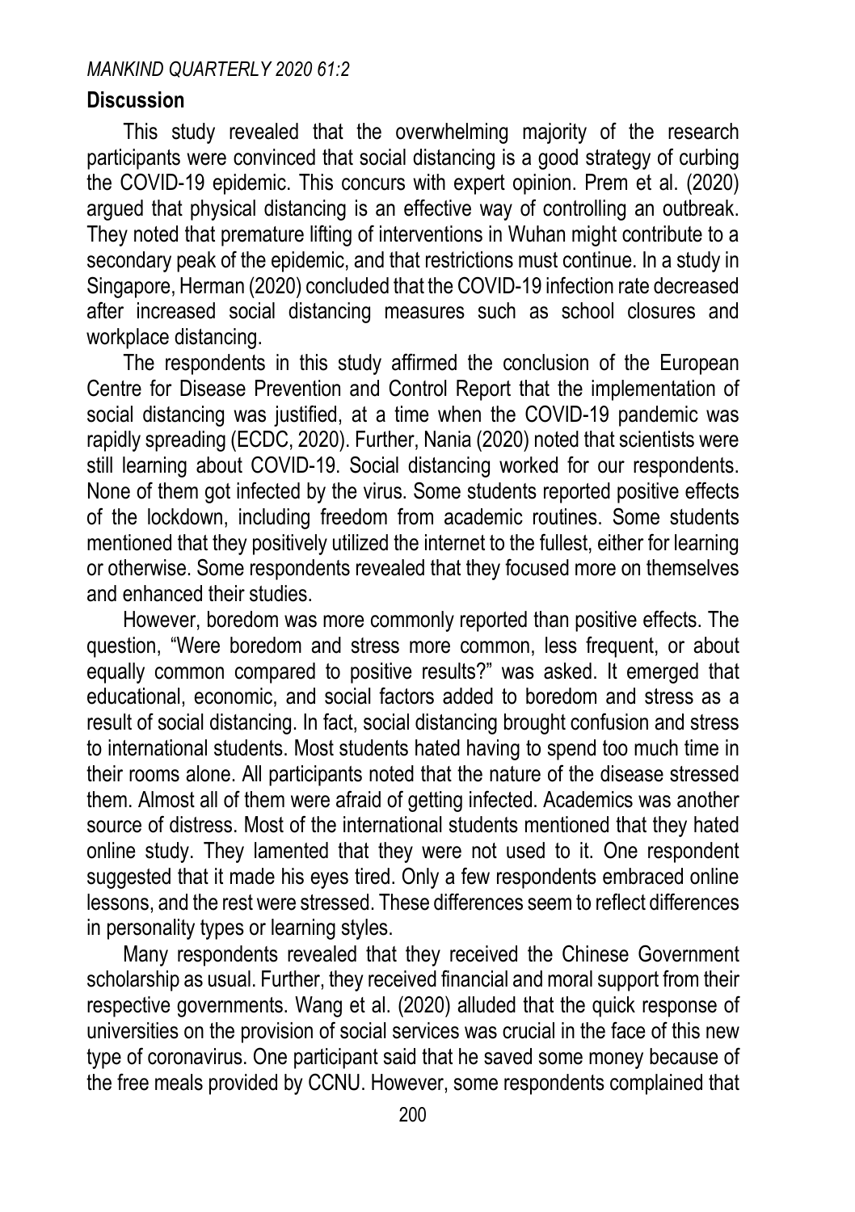## Discussion

This study revealed that the overwhelming majority of the research participants were convinced that social distancing is a good strategy of curbing the COVID-19 epidemic. This concurs with expert opinion. Prem et al. (2020) argued that physical distancing is an effective way of controlling an outbreak. They noted that premature lifting of interventions in Wuhan might contribute to a secondary peak of the epidemic, and that restrictions must continue. In a study in Singapore, Herman (2020) concluded that the COVID-19 infection rate decreased after increased social distancing measures such as school closures and workplace distancing.

The respondents in this study affirmed the conclusion of the European Centre for Disease Prevention and Control Report that the implementation of social distancing was justified, at a time when the COVID-19 pandemic was rapidly spreading (ECDC, 2020). Further, Nania (2020) noted that scientists were still learning about COVID-19. Social distancing worked for our respondents. None of them got infected by the virus. Some students reported positive effects of the lockdown, including freedom from academic routines. Some students mentioned that they positively utilized the internet to the fullest, either for learning or otherwise. Some respondents revealed that they focused more on themselves and enhanced their studies.

However, boredom was more commonly reported than positive effects. The question, "Were boredom and stress more common, less frequent, or about equally common compared to positive results?" was asked. It emerged that educational, economic, and social factors added to boredom and stress as a result of social distancing. In fact, social distancing brought confusion and stress to international students. Most students hated having to spend too much time in their rooms alone. All participants noted that the nature of the disease stressed them. Almost all of them were afraid of getting infected. Academics was another source of distress. Most of the international students mentioned that they hated online study. They lamented that they were not used to it. One respondent suggested that it made his eyes tired. Only a few respondents embraced online lessons, and the rest were stressed. These differences seem to reflect differences in personality types or learning styles.

Many respondents revealed that they received the Chinese Government scholarship as usual. Further, they received financial and moral support from their respective governments. Wang et al. (2020) alluded that the quick response of universities on the provision of social services was crucial in the face of this new type of coronavirus. One participant said that he saved some money because of the free meals provided by CCNU. However, some respondents complained that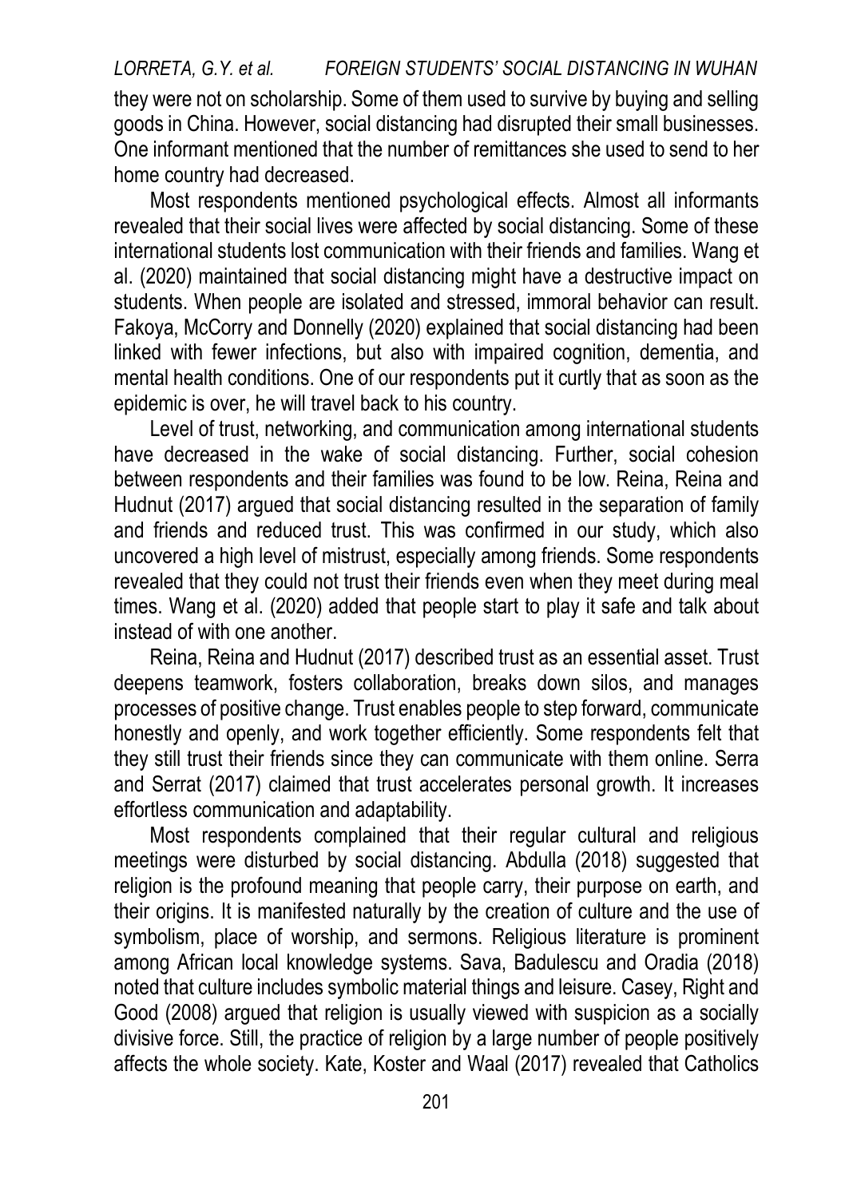they were not on scholarship. Some of them used to survive by buying and selling goods in China. However, social distancing had disrupted their small businesses. One informant mentioned that the number of remittances she used to send to her home country had decreased.

Most respondents mentioned psychological effects. Almost all informants revealed that their social lives were affected by social distancing. Some of these international students lost communication with their friends and families. Wang et al. (2020) maintained that social distancing might have a destructive impact on students. When people are isolated and stressed, immoral behavior can result. Fakoya, McCorry and Donnelly (2020) explained that social distancing had been linked with fewer infections, but also with impaired cognition, dementia, and mental health conditions. One of our respondents put it curtly that as soon as the epidemic is over, he will travel back to his country.

Level of trust, networking, and communication among international students have decreased in the wake of social distancing. Further, social cohesion between respondents and their families was found to be low. Reina, Reina and Hudnut (2017) argued that social distancing resulted in the separation of family and friends and reduced trust. This was confirmed in our study, which also uncovered a high level of mistrust, especially among friends. Some respondents revealed that they could not trust their friends even when they meet during meal times. Wang et al. (2020) added that people start to play it safe and talk about instead of with one another.

Reina, Reina and Hudnut (2017) described trust as an essential asset. Trust deepens teamwork, fosters collaboration, breaks down silos, and manages processes of positive change. Trust enables people to step forward, communicate honestly and openly, and work together efficiently. Some respondents felt that they still trust their friends since they can communicate with them online. Serra and Serrat (2017) claimed that trust accelerates personal growth. It increases effortless communication and adaptability.

Most respondents complained that their regular cultural and religious meetings were disturbed by social distancing. Abdulla (2018) suggested that religion is the profound meaning that people carry, their purpose on earth, and their origins. It is manifested naturally by the creation of culture and the use of symbolism, place of worship, and sermons. Religious literature is prominent among African local knowledge systems. Sava, Badulescu and Oradia (2018) noted that culture includes symbolic material things and leisure. Casey, Right and Good (2008) argued that religion is usually viewed with suspicion as a socially divisive force. Still, the practice of religion by a large number of people positively affects the whole society. Kate, Koster and Waal (2017) revealed that Catholics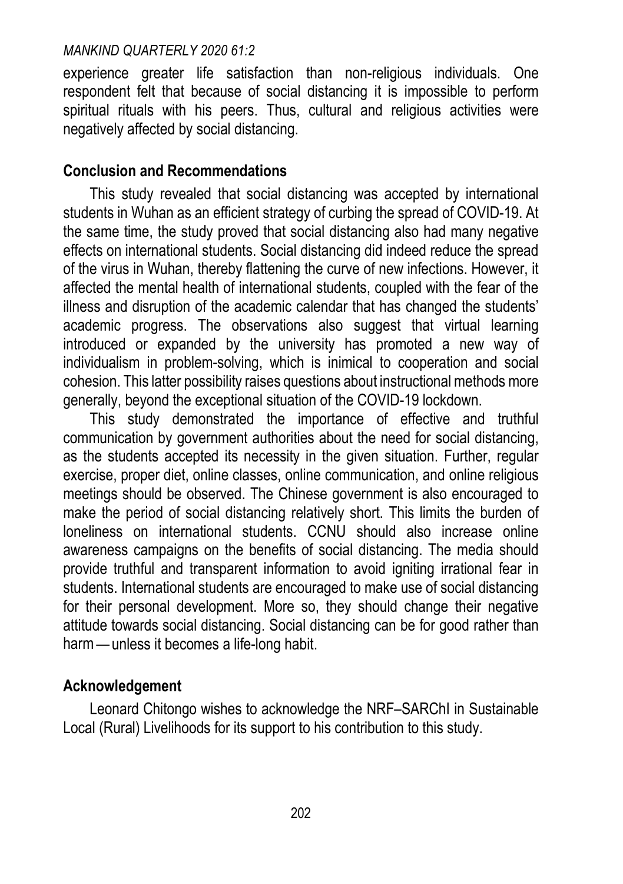experience greater life satisfaction than non-religious individuals. One respondent felt that because of social distancing it is impossible to perform spiritual rituals with his peers. Thus, cultural and religious activities were negatively affected by social distancing.

## Conclusion and Recommendations

This study revealed that social distancing was accepted by international students in Wuhan as an efficient strategy of curbing the spread of COVID-19. At the same time, the study proved that social distancing also had many negative effects on international students. Social distancing did indeed reduce the spread of the virus in Wuhan, thereby flattening the curve of new infections. However, it affected the mental health of international students, coupled with the fear of the illness and disruption of the academic calendar that has changed the students' academic progress. The observations also suggest that virtual learning introduced or expanded by the university has promoted a new way of individualism in problem-solving, which is inimical to cooperation and social cohesion. This latter possibility raises questions about instructional methods more generally, beyond the exceptional situation of the COVID-19 lockdown.

This study demonstrated the importance of effective and truthful communication by government authorities about the need for social distancing, as the students accepted its necessity in the given situation. Further, regular exercise, proper diet, online classes, online communication, and online religious meetings should be observed. The Chinese government is also encouraged to make the period of social distancing relatively short. This limits the burden of loneliness on international students. CCNU should also increase online awareness campaigns on the benefits of social distancing. The media should provide truthful and transparent information to avoid igniting irrational fear in students. International students are encouraged to make use of social distancing for their personal development. More so, they should change their negative attitude towards social distancing. Social distancing can be for good rather than harm — unless it becomes a life-long habit.

## Acknowledgement

Leonard Chitongo wishes to acknowledge the NRF–SARChI in Sustainable Local (Rural) Livelihoods for its support to his contribution to this study.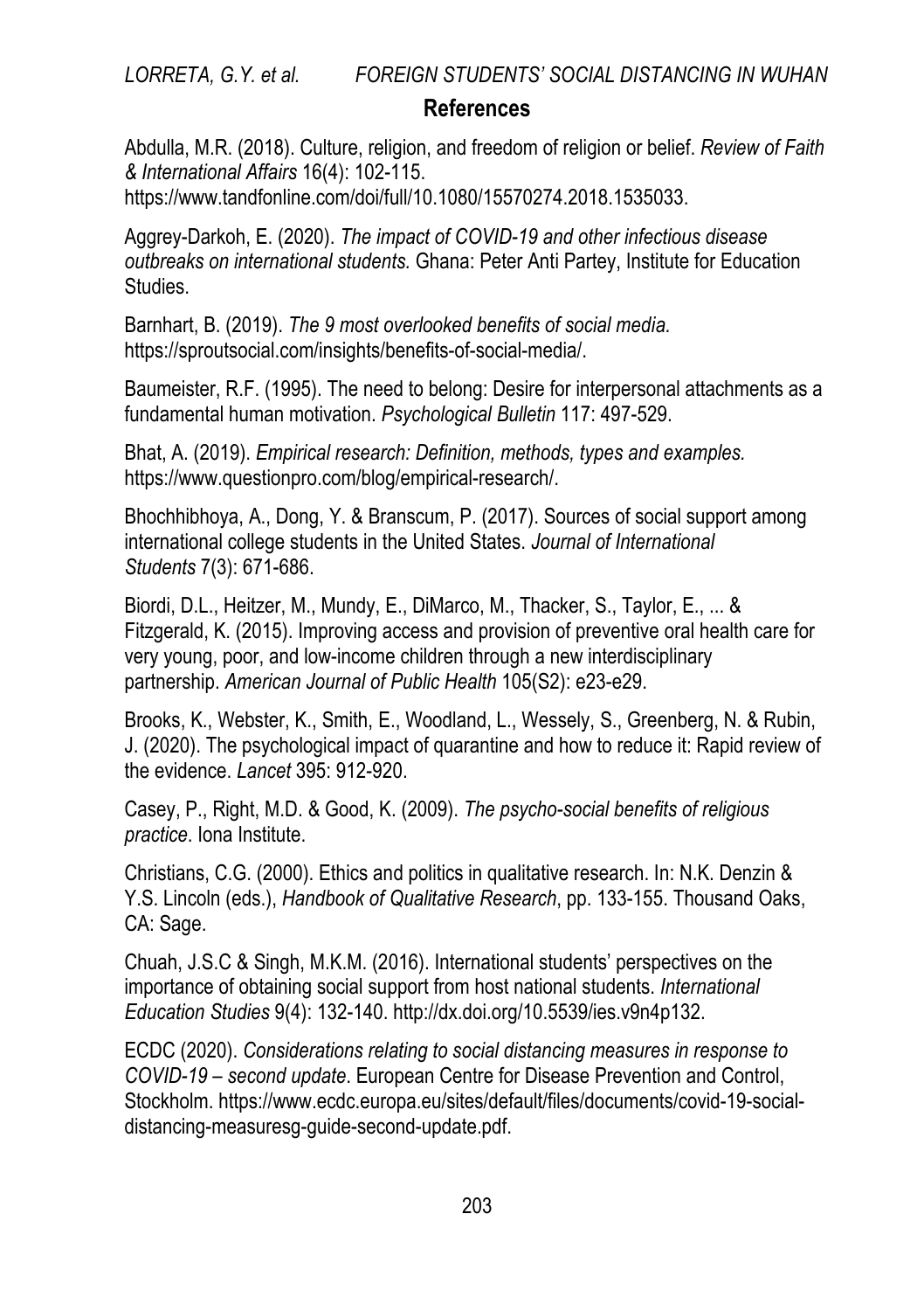## References

Abdulla, M.R. (2018). Culture, religion, and freedom of religion or belief. *Review of Faith & International Affairs* 16(4): 102-115. https://www.tandfonline.com/doi/full/10.1080/15570274.2018.1535033.

Aggrey-Darkoh, E. (2020). *The impact of COVID-19 and other infectious disease outbreaks on international students.* Ghana: Peter Anti Partey, Institute for Education Studies.

Barnhart, B. (2019). *The 9 most overlooked benefits of social media.* https://sproutsocial.com/insights/benefits-of-social-media/.

Baumeister, R.F. (1995). The need to belong: Desire for interpersonal attachments as a fundamental human motivation. *Psychological Bulletin* 117: 497-529.

Bhat, A. (2019). *Empirical research: Definition, methods, types and examples.* https://www.questionpro.com/blog/empirical-research/.

Bhochhibhoya, A., Dong, Y. & Branscum, P. (2017). Sources of social support among international college students in the United States. *Journal of International Students* 7(3): 671-686.

Biordi, D.L., Heitzer, M., Mundy, E., DiMarco, M., Thacker, S., Taylor, E., ... & Fitzgerald, K. (2015). Improving access and provision of preventive oral health care for very young, poor, and low-income children through a new interdisciplinary partnership. *American Journal of Public Health* 105(S2): e23-e29.

Brooks, K., Webster, K., Smith, E., Woodland, L., Wessely, S., Greenberg, N. & Rubin, J. (2020). The psychological impact of quarantine and how to reduce it: Rapid review of the evidence. *Lancet* 395: 912-920.

Casey, P., Right, M.D. & Good, K. (2009). *The psycho-social benefits of religious practice*. Iona Institute.

Christians, C.G. (2000). Ethics and politics in qualitative research. In: N.K. Denzin & Y.S. Lincoln (eds.), *Handbook of Qualitative Research*, pp. 133-155. Thousand Oaks, CA: Sage.

Chuah, J.S.C & Singh, M.K.M. (2016). International students' perspectives on the importance of obtaining social support from host national students. *International Education Studies* 9(4): 132-140. http://dx.doi.org/10.5539/ies.v9n4p132.

ECDC (2020). *Considerations relating to social distancing measures in response to COVID-19 – second update*. European Centre for Disease Prevention and Control, Stockholm. https://www.ecdc.europa.eu/sites/default/files/documents/covid-19-social-distancing-measuresg-guide-second-update.pdf.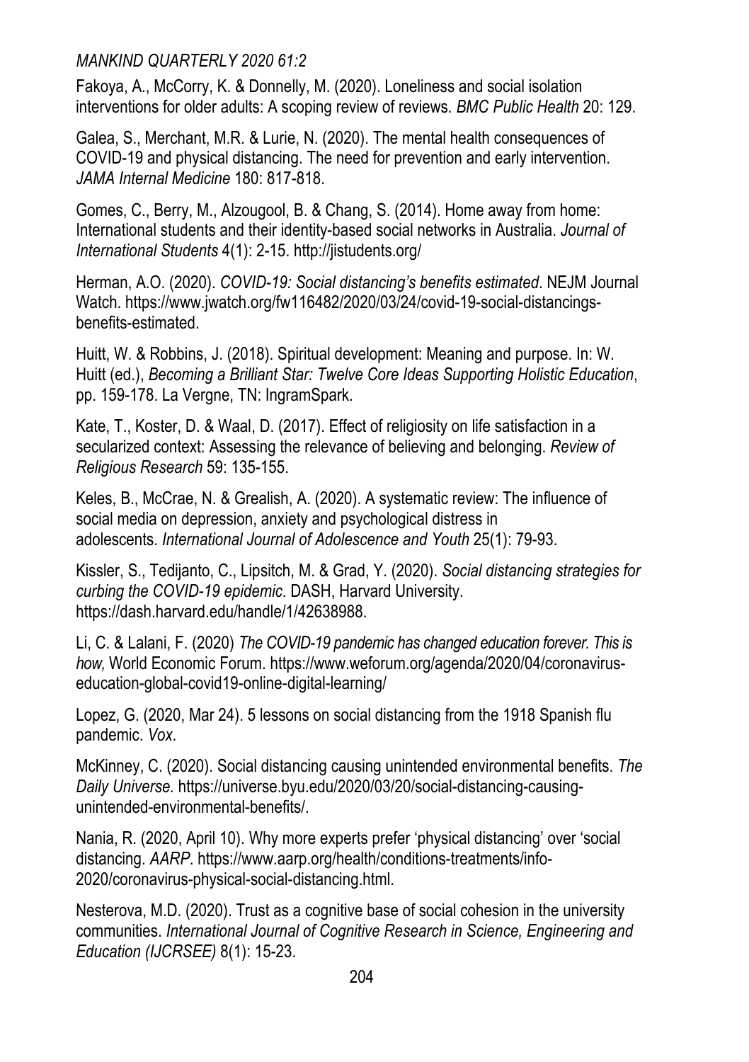Fakoya, A., McCorry, K. & Donnelly, M. (2020). Loneliness and social isolation interventions for older adults: A scoping review of reviews. *BMC Public Health* 20: 129.

Galea, S., Merchant, M.R. & Lurie, N. (2020). The mental health consequences of COVID-19 and physical distancing. The need for prevention and early intervention. *JAMA Internal Medicine* 180: 817-818.

Gomes, C., Berry, M., Alzougool, B. & Chang, S. (2014). Home away from home: International students and their identity-based social networks in Australia. *Journal of International Students* 4(1): 2-15. http://jistudents.org/

Herman, A.O. (2020). *COVID-19: Social distancing's benefits estimated*. NEJM Journal Watch. https://www.jwatch.org/fw116482/2020/03/24/covid-19-social-distancings-benefits-estimated.

Huitt, W. & Robbins, J. (2018). Spiritual development: Meaning and purpose. In: W. Huitt (ed.), *Becoming a Brilliant Star: Twelve Core Ideas Supporting Holistic Education*, pp. 159-178. La Vergne, TN: IngramSpark.

Kate, T., Koster, D. & Waal, D. (2017). Effect of religiosity on life satisfaction in a secularized context: Assessing the relevance of believing and belonging. *Review of Religious Research* 59: 135-155.

Keles, B., McCrae, N. & Grealish, A. (2020). A systematic review: The influence of social media on depression, anxiety and psychological distress in adolescents. *International Journal of Adolescence and Youth* 25(1): 79-93.

Kissler, S., Tedijanto, C., Lipsitch, M. & Grad, Y. (2020). *Social distancing strategies for curbing the COVID-19 epidemic*. DASH, Harvard University. https://dash.harvard.edu/handle/1/42638988.

Li, C. & Lalani, F. (2020) *The COVID-19 pandemic has changed education forever. This is how,* World Economic Forum. https://www.weforum.org/agenda/2020/04/coronavirus-education-global-covid19-online-digital-learning/

Lopez, G. (2020, Mar 24). 5 lessons on social distancing from the 1918 Spanish flu pandemic. *Vox*.

McKinney, C. (2020). Social distancing causing unintended environmental benefits. *The Daily Universe.* https://universe.byu.edu/2020/03/20/social-distancing-causing-unintended-environmental-benefits/.

Nania, R. (2020, April 10). Why more experts prefer 'physical distancing' over 'social distancing. *AARP*. https://www.aarp.org/health/conditions-treatments/info-2020/coronavirus-physical-social-distancing.html.

Nesterova, M.D. (2020). Trust as a cognitive base of social cohesion in the university communities. *International Journal of Cognitive Research in Science, Engineering and Education (IJCRSEE)* 8(1): 15-23.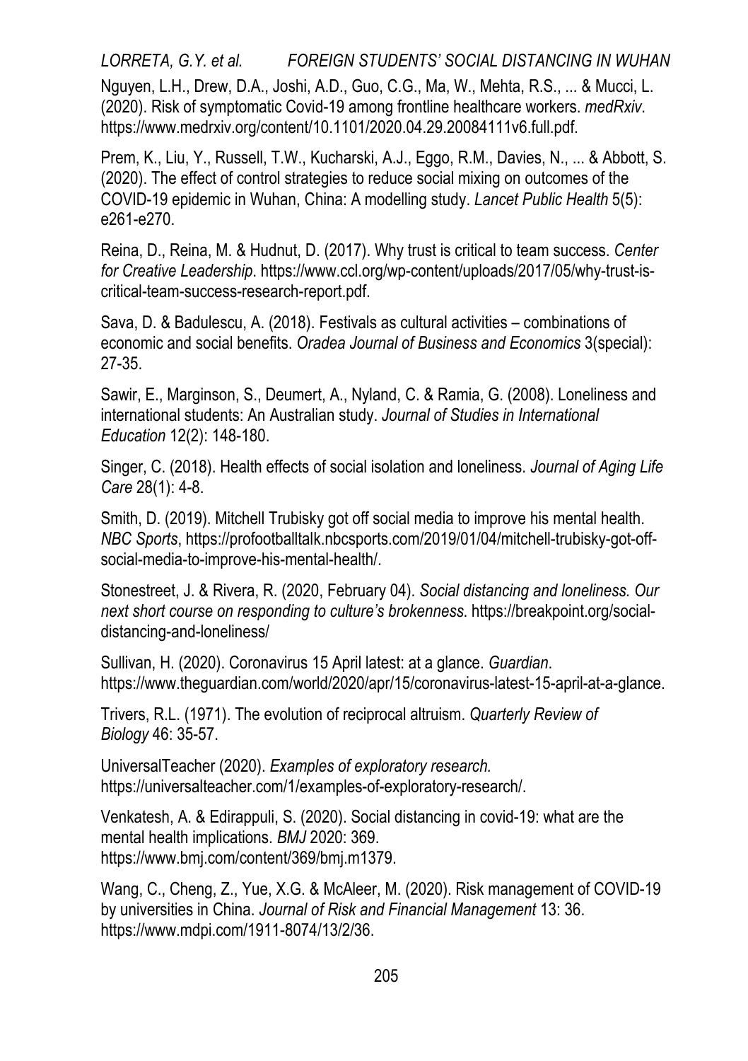Nguyen, L.H., Drew, D.A., Joshi, A.D., Guo, C.G., Ma, W., Mehta, R.S., ... & Mucci, L. (2020). Risk of symptomatic Covid-19 among frontline healthcare workers. *medRxiv*. https://www.medrxiv.org/content/10.1101/2020.04.29.20084111v6.full.pdf.

Prem, K., Liu, Y., Russell, T.W., Kucharski, A.J., Eggo, R.M., Davies, N., ... & Abbott, S. (2020). The effect of control strategies to reduce social mixing on outcomes of the COVID-19 epidemic in Wuhan, China: A modelling study. *Lancet Public Health* 5(5): e261-e270.

Reina, D., Reina, M. & Hudnut, D. (2017). Why trust is critical to team success. *Center for Creative Leadership*. https://www.ccl.org/wp-content/uploads/2017/05/why-trust-is-critical-team-success-research-report.pdf.

Sava, D. & Badulescu, A. (2018). Festivals as cultural activities – combinations of economic and social benefits. *Oradea Journal of Business and Economics* 3(special): 27-35.

Sawir, E., Marginson, S., Deumert, A., Nyland, C. & Ramia, G. (2008). Loneliness and international students: An Australian study. *Journal of Studies in International Education* 12(2): 148-180.

Singer, C. (2018). Health effects of social isolation and loneliness. *Journal of Aging Life Care* 28(1): 4-8.

Smith, D. (2019). Mitchell Trubisky got off social media to improve his mental health. *NBC Sports*, https://profootballtalk.nbcsports.com/2019/01/04/mitchell-trubisky-got-off-social-media-to-improve-his-mental-health/.

Stonestreet, J. & Rivera, R. (2020, February 04). *Social distancing and loneliness. Our next short course on responding to culture's brokenness*. https://breakpoint.org/social-distancing-and-loneliness/

Sullivan, H. (2020). Coronavirus 15 April latest: at a glance. *Guardian*. https://www.theguardian.com/world/2020/apr/15/coronavirus-latest-15-april-at-a-glance.

Trivers, R.L. (1971). The evolution of reciprocal altruism. *Quarterly Review of Biology* 46: 35-57.

UniversalTeacher (2020). *Examples of exploratory research.* https://universalteacher.com/1/examples-of-exploratory-research/.

Venkatesh, A. & Edirappuli, S. (2020). Social distancing in covid-19: what are the mental health implications. *BMJ* 2020: 369. https://www.bmj.com/content/369/bmj.m1379.

Wang, C., Cheng, Z., Yue, X.G. & McAleer, M. (2020). Risk management of COVID-19 by universities in China. *Journal of Risk and Financial Management* 13: 36. https://www.mdpi.com/1911-8074/13/2/36.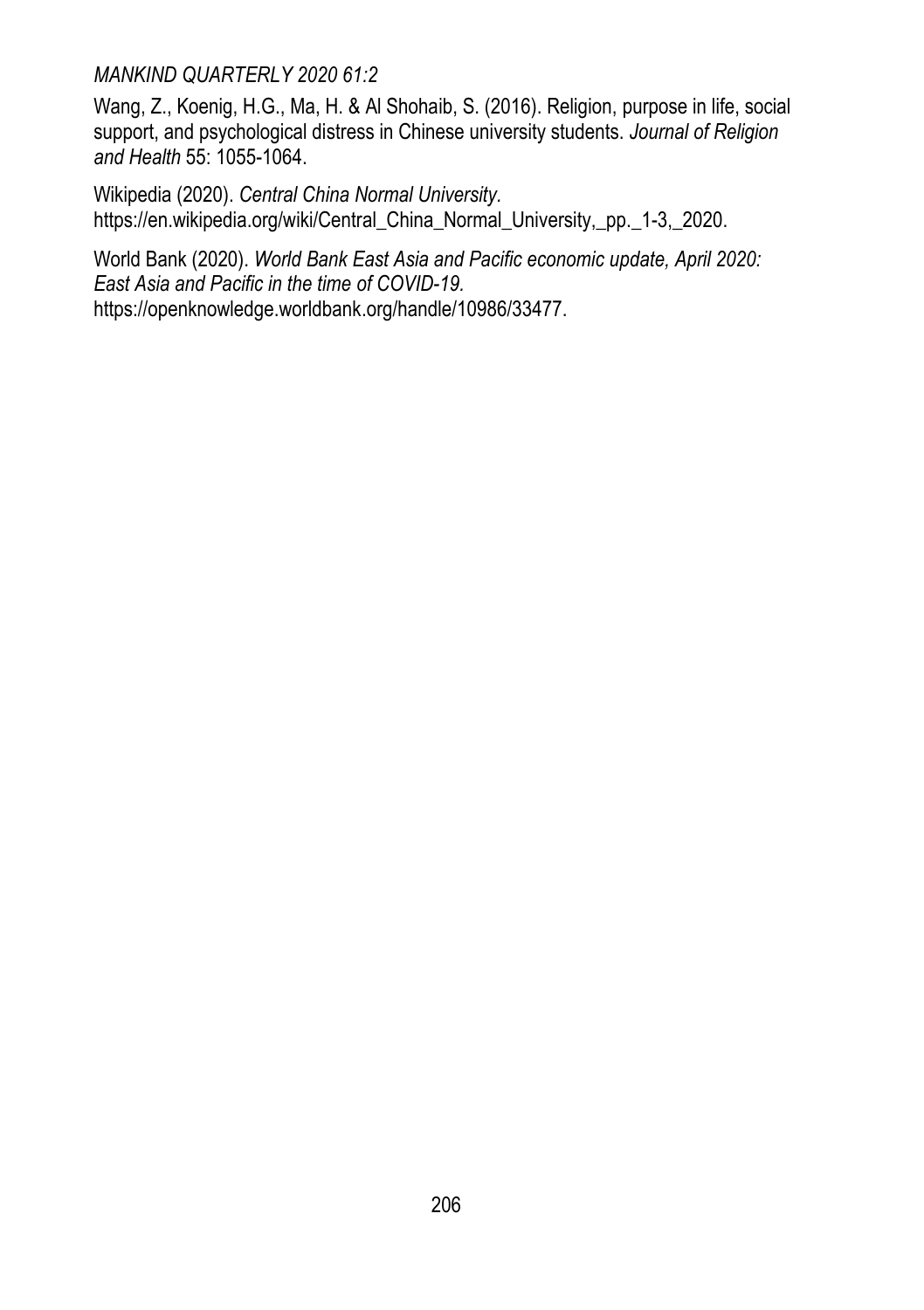Wang, Z., Koenig, H.G., Ma, H. & Al Shohaib, S. (2016). Religion, purpose in life, social support, and psychological distress in Chinese university students. *Journal of Religion and Health* 55: 1055-1064.

Wikipedia (2020). *Central China Normal University.* https://en.wikipedia.org/wiki/Central_China_Normal_University,_pp._1-3,_2020.

World Bank (2020). *World Bank East Asia and Pacific economic update, April 2020: East Asia and Pacific in the time of COVID-19.* https://openknowledge.worldbank.org/handle/10986/33477.